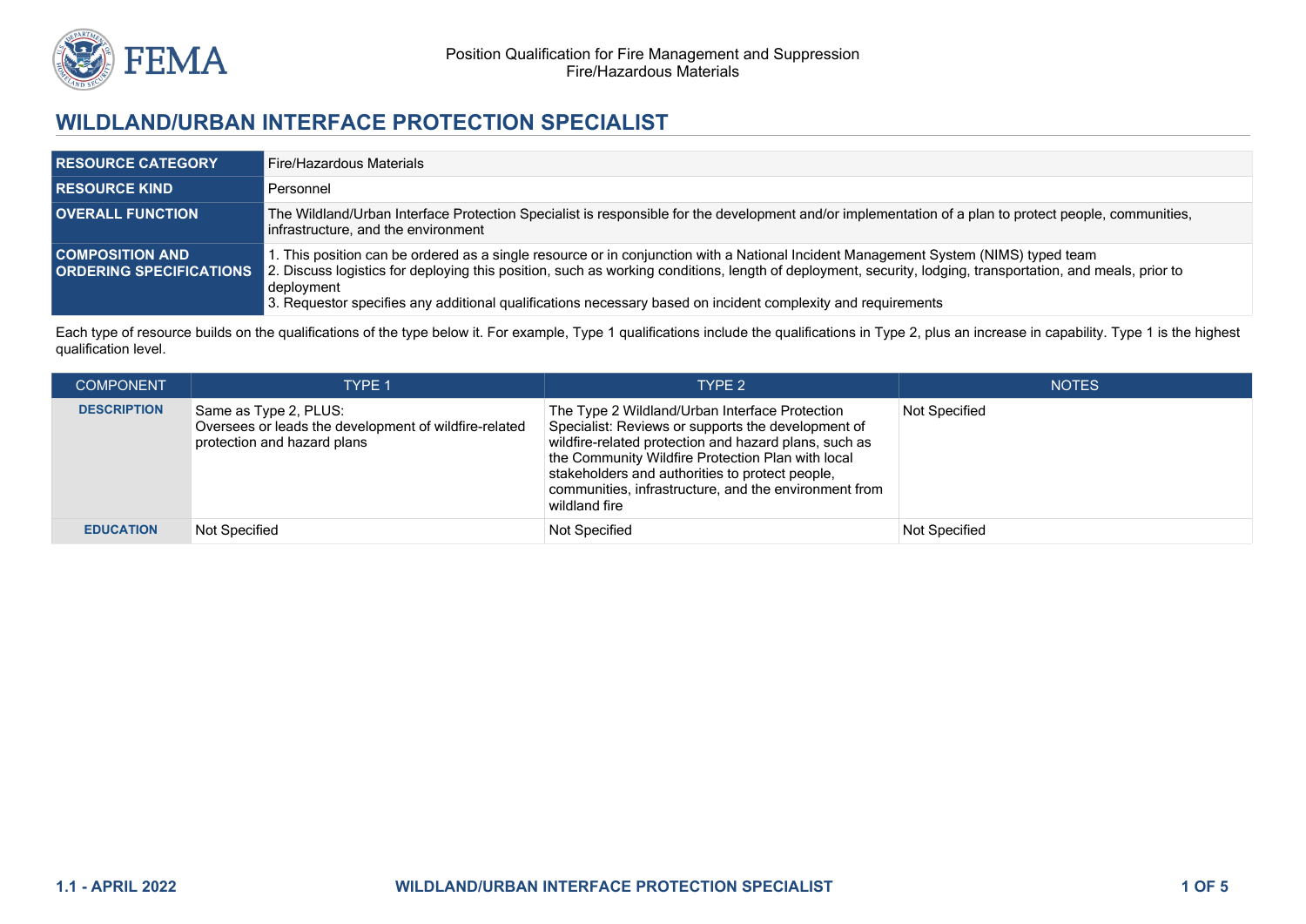Position Qualification for Fire Management and Suppression
Fire/Hazardous Materials

# WILDLAND/URBAN INTERFACE PROTECTION SPECIALIST

| | |
|---|---|
| **RESOURCE CATEGORY** | Fire/Hazardous Materials |
| **RESOURCE KIND** | Personnel |
| **OVERALL FUNCTION** | The Wildland/Urban Interface Protection Specialist is responsible for the development and/or implementation of a plan to protect people, communities, infrastructure, and the environment |
| **COMPOSITION AND ORDERING SPECIFICATIONS** | 1. This position can be ordered as a single resource or in conjunction with a National Incident Management System (NIMS) typed team<br>2. Discuss logistics for deploying this position, such as working conditions, length of deployment, security, lodging, transportation, and meals, prior to deployment<br>3. Requestor specifies any additional qualifications necessary based on incident complexity and requirements |

Each type of resource builds on the qualifications of the type below it. For example, Type 1 qualifications include the qualifications in Type 2, plus an increase in capability. Type 1 is the highest qualification level.

| COMPONENT | TYPE 1 | TYPE 2 | NOTES |
|---|---|---|---|
| **DESCRIPTION** | Same as Type 2, PLUS:<br>Oversees or leads the development of wildfire-related protection and hazard plans | The Type 2 Wildland/Urban Interface Protection Specialist: Reviews or supports the development of wildfire-related protection and hazard plans, such as the Community Wildfire Protection Plan with local stakeholders and authorities to protect people, communities, infrastructure, and the environment from wildland fire | Not Specified |
| **EDUCATION** | Not Specified | Not Specified | Not Specified |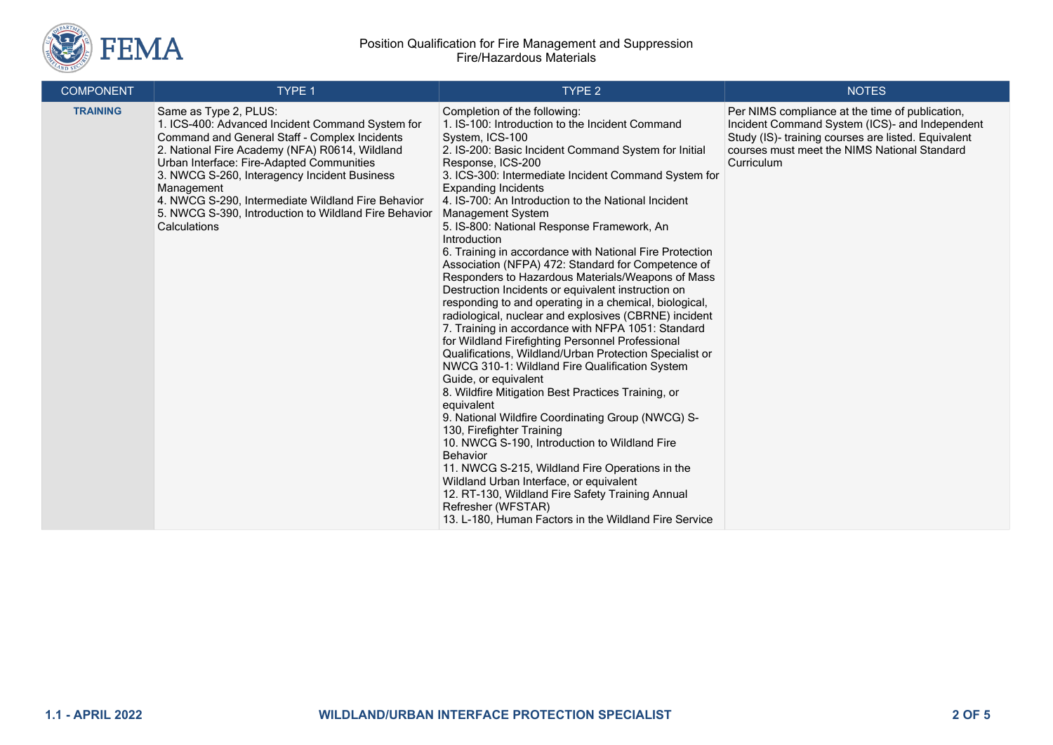| COMPONENT | TYPE 1 | TYPE 2 | NOTES |
|---|---|---|---|
| **TRAINING** | Same as Type 2, PLUS:<br>1. ICS-400: Advanced Incident Command System for Command and General Staff - Complex Incidents<br>2. National Fire Academy (NFA) R0614, Wildland Urban Interface: Fire-Adapted Communities<br>3. NWCG S-260, Interagency Incident Business Management<br>4. NWCG S-290, Intermediate Wildland Fire Behavior<br>5. NWCG S-390, Introduction to Wildland Fire Behavior Calculations | Completion of the following:<br>1. IS-100: Introduction to the Incident Command System, ICS-100<br>2. IS-200: Basic Incident Command System for Initial Response, ICS-200<br>3. ICS-300: Intermediate Incident Command System for Expanding Incidents<br>4. IS-700: An Introduction to the National Incident Management System<br>5. IS-800: National Response Framework, An Introduction<br>6. Training in accordance with National Fire Protection Association (NFPA) 472: Standard for Competence of Responders to Hazardous Materials/Weapons of Mass Destruction Incidents or equivalent instruction on responding to and operating in a chemical, biological, radiological, nuclear and explosives (CBRNE) incident<br>7. Training in accordance with NFPA 1051: Standard for Wildland Firefighting Personnel Professional Qualifications, Wildland/Urban Protection Specialist or NWCG 310-1: Wildland Fire Qualification System Guide, or equivalent<br>8. Wildfire Mitigation Best Practices Training, or equivalent<br>9. National Wildfire Coordinating Group (NWCG) S-130, Firefighter Training<br>10. NWCG S-190, Introduction to Wildland Fire Behavior<br>11. NWCG S-215, Wildland Fire Operations in the Wildland Urban Interface, or equivalent<br>12. RT-130, Wildland Fire Safety Training Annual Refresher (WFSTAR)<br>13. L-180, Human Factors in the Wildland Fire Service | Per NIMS compliance at the time of publication, Incident Command System (ICS)- and Independent Study (IS)- training courses are listed. Equivalent courses must meet the NIMS National Standard Curriculum |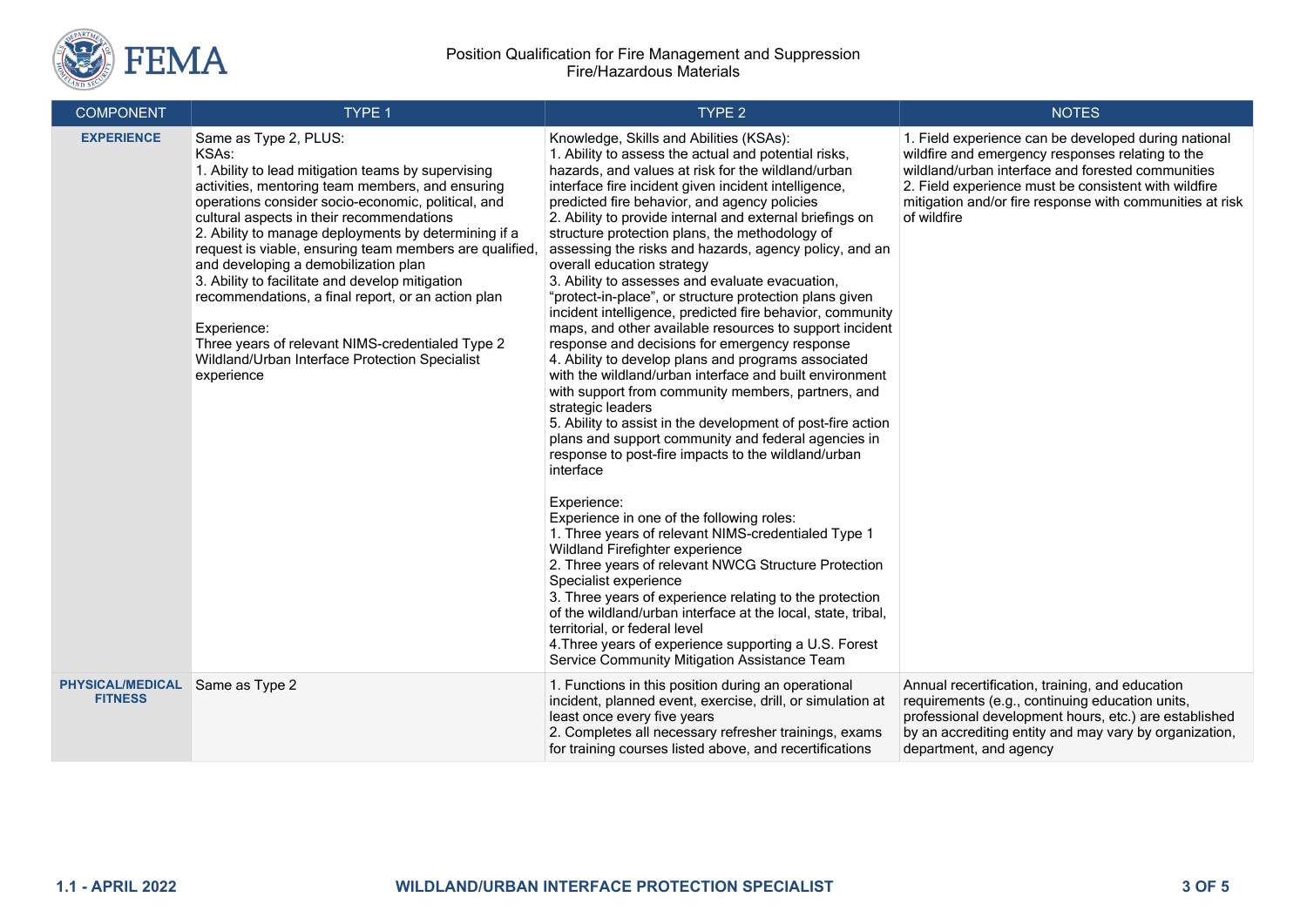Position Qualification for Fire Management and Suppression
Fire/Hazardous Materials

| COMPONENT | TYPE 1 | TYPE 2 | NOTES |
|---|---|---|---|
| **EXPERIENCE** | Same as Type 2, PLUS:<br>KSAs:<br>1. Ability to lead mitigation teams by supervising activities, mentoring team members, and ensuring operations consider socio-economic, political, and cultural aspects in their recommendations<br>2. Ability to manage deployments by determining if a request is viable, ensuring team members are qualified, and developing a demobilization plan<br>3. Ability to facilitate and develop mitigation recommendations, a final report, or an action plan<br><br>Experience:<br>Three years of relevant NIMS-credentialed Type 2 Wildland/Urban Interface Protection Specialist experience | Knowledge, Skills and Abilities (KSAs):<br>1. Ability to assess the actual and potential risks, hazards, and values at risk for the wildland/urban interface fire incident given incident intelligence, predicted fire behavior, and agency policies<br>2. Ability to provide internal and external briefings on structure protection plans, the methodology of assessing the risks and hazards, agency policy, and an overall education strategy<br>3. Ability to assesses and evaluate evacuation, "protect-in-place", or structure protection plans given incident intelligence, predicted fire behavior, community maps, and other available resources to support incident response and decisions for emergency response<br>4. Ability to develop plans and programs associated with the wildland/urban interface and built environment with support from community members, partners, and strategic leaders<br>5. Ability to assist in the development of post-fire action plans and support community and federal agencies in response to post-fire impacts to the wildland/urban interface<br><br>Experience:<br>Experience in one of the following roles:<br>1. Three years of relevant NIMS-credentialed Type 1 Wildland Firefighter experience<br>2. Three years of relevant NWCG Structure Protection Specialist experience<br>3. Three years of experience relating to the protection of the wildland/urban interface at the local, state, tribal, territorial, or federal level<br>4.Three years of experience supporting a U.S. Forest Service Community Mitigation Assistance Team | 1. Field experience can be developed during national wildfire and emergency responses relating to the wildland/urban interface and forested communities<br>2. Field experience must be consistent with wildfire mitigation and/or fire response with communities at risk of wildfire |
| **PHYSICAL/MEDICAL FITNESS** | Same as Type 2 | 1. Functions in this position during an operational incident, planned event, exercise, drill, or simulation at least once every five years<br>2. Completes all necessary refresher trainings, exams for training courses listed above, and recertifications | Annual recertification, training, and education requirements (e.g., continuing education units, professional development hours, etc.) are established by an accrediting entity and may vary by organization, department, and agency |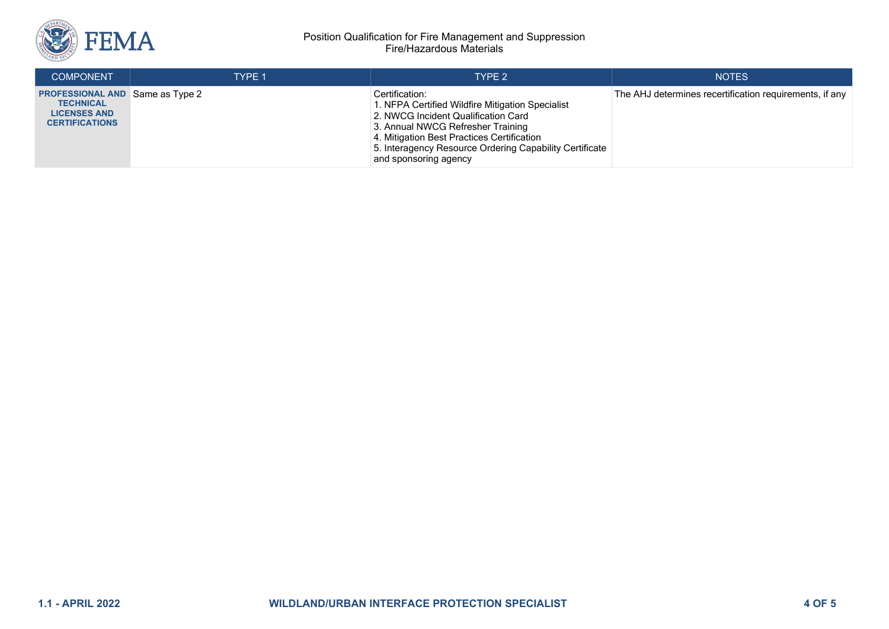| COMPONENT | TYPE 1 | TYPE 2 | NOTES |
|---|---|---|---|
| **PROFESSIONAL AND TECHNICAL LICENSES AND CERTIFICATIONS** | Same as Type 2 | Certification:<br>1. NFPA Certified Wildfire Mitigation Specialist<br>2. NWCG Incident Qualification Card<br>3. Annual NWCG Refresher Training<br>4. Mitigation Best Practices Certification<br>5. Interagency Resource Ordering Capability Certificate and sponsoring agency | The AHJ determines recertification requirements, if any |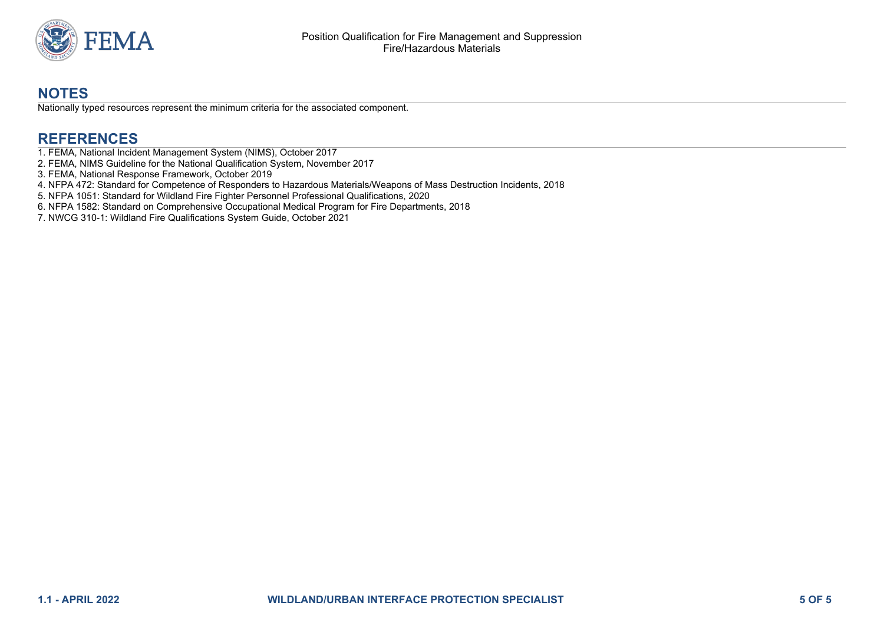## NOTES

Nationally typed resources represent the minimum criteria for the associated component.

## REFERENCES

1. FEMA, National Incident Management System (NIMS), October 2017
2. FEMA, NIMS Guideline for the National Qualification System, November 2017
3. FEMA, National Response Framework, October 2019
4. NFPA 472: Standard for Competence of Responders to Hazardous Materials/Weapons of Mass Destruction Incidents, 2018
5. NFPA 1051: Standard for Wildland Fire Fighter Personnel Professional Qualifications, 2020
6. NFPA 1582: Standard on Comprehensive Occupational Medical Program for Fire Departments, 2018
7. NWCG 310-1: Wildland Fire Qualifications System Guide, October 2021